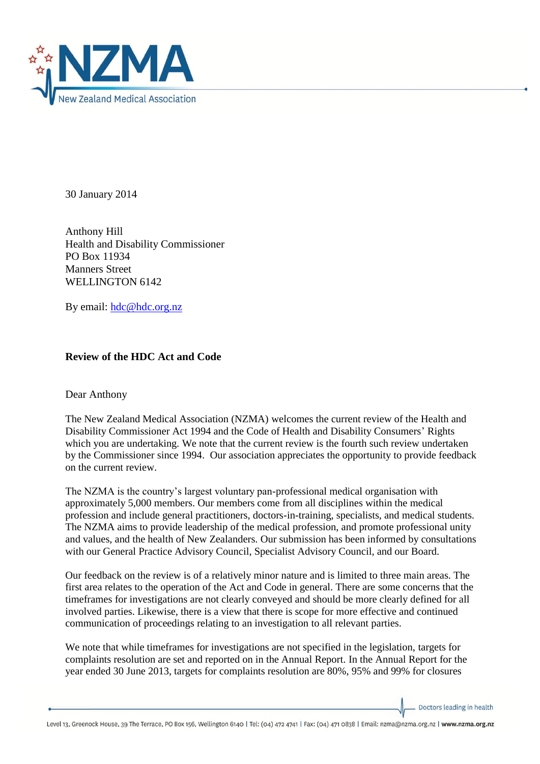30 January 2014

Anthony Hill
Health and Disability Commissioner
PO Box 11934
Manners Street
WELLINGTON 6142

By email: hdc@hdc.org.nz

**Review of the HDC Act and Code**

Dear Anthony

The New Zealand Medical Association (NZMA) welcomes the current review of the Health and Disability Commissioner Act 1994 and the Code of Health and Disability Consumers' Rights which you are undertaking. We note that the current review is the fourth such review undertaken by the Commissioner since 1994. Our association appreciates the opportunity to provide feedback on the current review.

The NZMA is the country's largest voluntary pan-professional medical organisation with approximately 5,000 members. Our members come from all disciplines within the medical profession and include general practitioners, doctors-in-training, specialists, and medical students. The NZMA aims to provide leadership of the medical profession, and promote professional unity and values, and the health of New Zealanders. Our submission has been informed by consultations with our General Practice Advisory Council, Specialist Advisory Council, and our Board.

Our feedback on the review is of a relatively minor nature and is limited to three main areas. The first area relates to the operation of the Act and Code in general. There are some concerns that the timeframes for investigations are not clearly conveyed and should be more clearly defined for all involved parties. Likewise, there is a view that there is scope for more effective and continued communication of proceedings relating to an investigation to all relevant parties.

We note that while timeframes for investigations are not specified in the legislation, targets for complaints resolution are set and reported on in the Annual Report. In the Annual Report for the year ended 30 June 2013, targets for complaints resolution are 80%, 95% and 99% for closures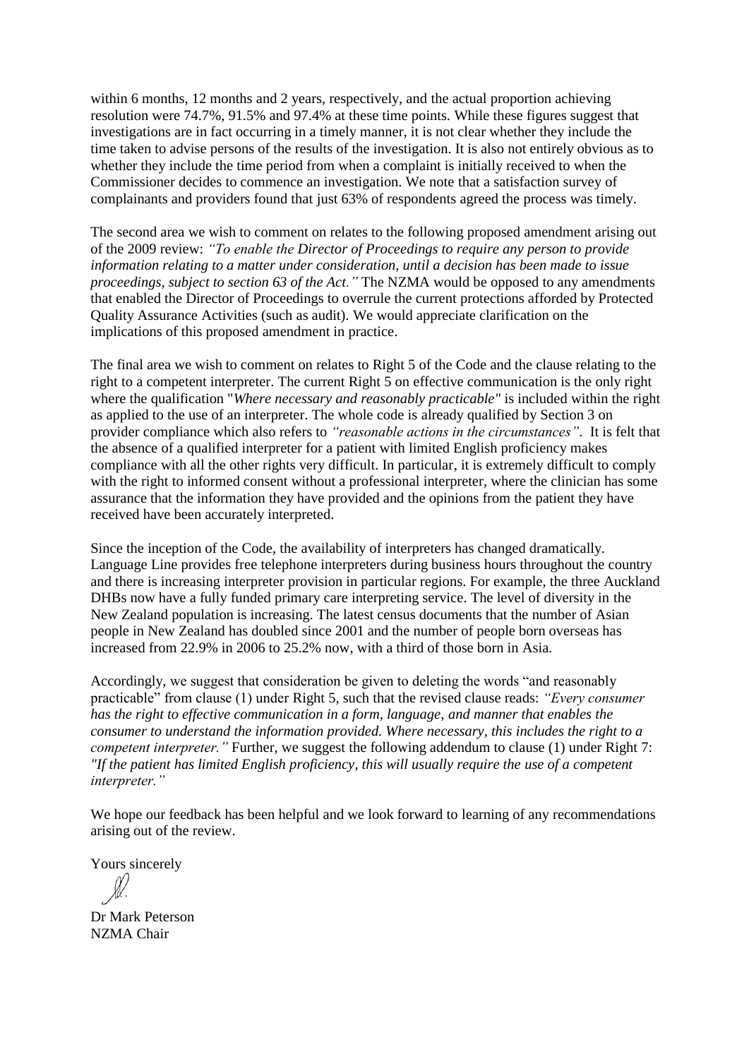within 6 months, 12 months and 2 years, respectively, and the actual proportion achieving resolution were 74.7%, 91.5% and 97.4% at these time points. While these figures suggest that investigations are in fact occurring in a timely manner, it is not clear whether they include the time taken to advise persons of the results of the investigation. It is also not entirely obvious as to whether they include the time period from when a complaint is initially received to when the Commissioner decides to commence an investigation. We note that a satisfaction survey of complainants and providers found that just 63% of respondents agreed the process was timely.

The second area we wish to comment on relates to the following proposed amendment arising out of the 2009 review: *"To enable the Director of Proceedings to require any person to provide information relating to a matter under consideration, until a decision has been made to issue proceedings, subject to section 63 of the Act."* The NZMA would be opposed to any amendments that enabled the Director of Proceedings to overrule the current protections afforded by Protected Quality Assurance Activities (such as audit). We would appreciate clarification on the implications of this proposed amendment in practice.

The final area we wish to comment on relates to Right 5 of the Code and the clause relating to the right to a competent interpreter. The current Right 5 on effective communication is the only right where the qualification "*Where necessary and reasonably practicable"* is included within the right as applied to the use of an interpreter. The whole code is already qualified by Section 3 on provider compliance which also refers to *"reasonable actions in the circumstances"*. It is felt that the absence of a qualified interpreter for a patient with limited English proficiency makes compliance with all the other rights very difficult. In particular, it is extremely difficult to comply with the right to informed consent without a professional interpreter, where the clinician has some assurance that the information they have provided and the opinions from the patient they have received have been accurately interpreted.

Since the inception of the Code, the availability of interpreters has changed dramatically. Language Line provides free telephone interpreters during business hours throughout the country and there is increasing interpreter provision in particular regions. For example, the three Auckland DHBs now have a fully funded primary care interpreting service. The level of diversity in the New Zealand population is increasing. The latest census documents that the number of Asian people in New Zealand has doubled since 2001 and the number of people born overseas has increased from 22.9% in 2006 to 25.2% now, with a third of those born in Asia.

Accordingly, we suggest that consideration be given to deleting the words "and reasonably practicable" from clause (1) under Right 5, such that the revised clause reads: *"Every consumer has the right to effective communication in a form, language, and manner that enables the consumer to understand the information provided. Where necessary, this includes the right to a competent interpreter."* Further, we suggest the following addendum to clause (1) under Right 7: *"If the patient has limited English proficiency, this will usually require the use of a competent interpreter."*

We hope our feedback has been helpful and we look forward to learning of any recommendations arising out of the review.

Yours sincerely

Dr Mark Peterson
NZMA Chair